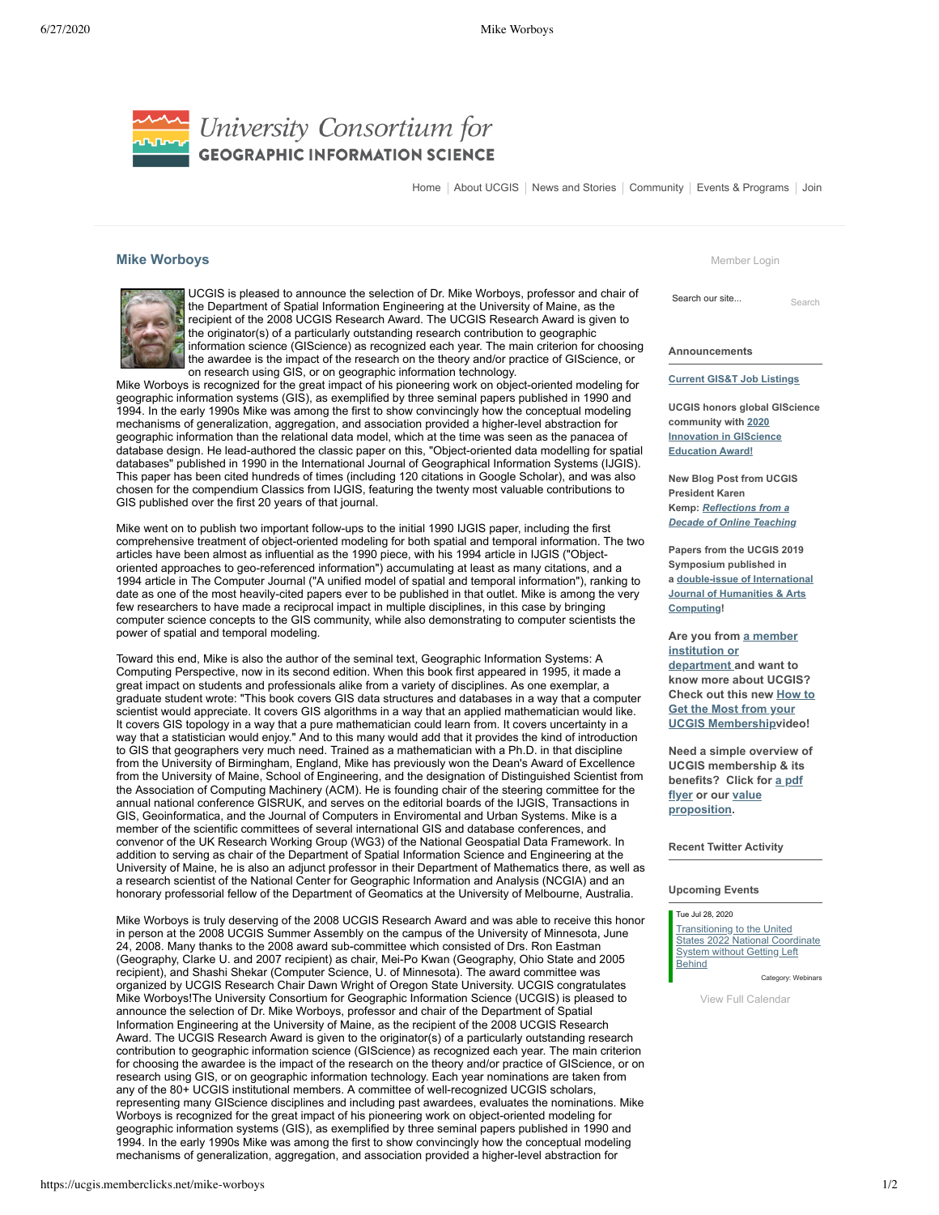# University Consortium for GEOGRAPHIC INFORMATION SCIENCE

Home | About UCGIS | News and Stories | Community | Events & Programs | Join

## Mike Worboys

UCGIS is pleased to announce the selection of Dr. Mike Worboys, professor and chair of the Department of Spatial Information Engineering at the University of Maine, as the recipient of the 2008 UCGIS Research Award. The UCGIS Research Award is given to the originator(s) of a particularly outstanding research contribution to geographic information science (GIScience) as recognized each year. The main criterion for choosing the awardee is the impact of the research on the theory and/or practice of GIScience, or on research using GIS, or on geographic information technology.
Mike Worboys is recognized for the great impact of his pioneering work on object-oriented modeling for geographic information systems (GIS), as exemplified by three seminal papers published in 1990 and 1994. In the early 1990s Mike was among the first to show convincingly how the conceptual modeling mechanisms of generalization, aggregation, and association provided a higher-level abstraction for geographic information than the relational data model, which at the time was seen as the panacea of database design. He lead-authored the classic paper on this, "Object-oriented data modelling for spatial databases" published in 1990 in the International Journal of Geographical Information Systems (IJGIS). This paper has been cited hundreds of times (including 120 citations in Google Scholar), and was also chosen for the compendium Classics from IJGIS, featuring the twenty most valuable contributions to GIS published over the first 20 years of that journal.

Mike went on to publish two important follow-ups to the initial 1990 IJGIS paper, including the first comprehensive treatment of object-oriented modeling for both spatial and temporal information. The two articles have been almost as influential as the 1990 piece, with his 1994 article in IJGIS ("Object-oriented approaches to geo-referenced information") accumulating at least as many citations, and a 1994 article in The Computer Journal ("A unified model of spatial and temporal information"), ranking to date as one of the most heavily-cited papers ever to be published in that outlet. Mike is among the very few researchers to have made a reciprocal impact in multiple disciplines, in this case by bringing computer science concepts to the GIS community, while also demonstrating to computer scientists the power of spatial and temporal modeling.

Toward this end, Mike is also the author of the seminal text, Geographic Information Systems: A Computing Perspective, now in its second edition. When this book first appeared in 1995, it made a great impact on students and professionals alike from a variety of disciplines. As one exemplar, a graduate student wrote: "This book covers GIS data structures and databases in a way that a computer scientist would appreciate. It covers GIS algorithms in a way that an applied mathematician would like. It covers GIS topology in a way that a pure mathematician could learn from. It covers uncertainty in a way that a statistician would enjoy." And to this many would add that it provides the kind of introduction to GIS that geographers very much need. Trained as a mathematician with a Ph.D. in that discipline from the University of Birmingham, England, Mike has previously won the Dean's Award of Excellence from the University of Maine, School of Engineering, and the designation of Distinguished Scientist from the Association of Computing Machinery (ACM). He is founding chair of the steering committee for the annual national conference GISRUK, and serves on the editorial boards of the IJGIS, Transactions in GIS, Geoinformatica, and the Journal of Computers in Enviromental and Urban Systems. Mike is a member of the scientific committees of several international GIS and database conferences, and convenor of the UK Research Working Group (WG3) of the National Geospatial Data Framework. In addition to serving as chair of the Department of Spatial Information Science and Engineering at the University of Maine, he is also an adjunct professor in their Department of Mathematics there, as well as a research scientist of the National Center for Geographic Information and Analysis (NCGIA) and an honorary professorial fellow of the Department of Geomatics at the University of Melbourne, Australia.

Mike Worboys is truly deserving of the 2008 UCGIS Research Award and was able to receive this honor in person at the 2008 UCGIS Summer Assembly on the campus of the University of Minnesota, June 24, 2008. Many thanks to the 2008 award sub-committee which consisted of Drs. Ron Eastman (Geography, Clarke U. and 2007 recipient) as chair, Mei-Po Kwan (Geography, Ohio State and 2005 recipient), and Shashi Shekar (Computer Science, U. of Minnesota). The award committee was organized by UCGIS Research Chair Dawn Wright of Oregon State University. UCGIS congratulates Mike Worboys!The University Consortium for Geographic Information Science (UCGIS) is pleased to announce the selection of Dr. Mike Worboys, professor and chair of the Department of Spatial Information Engineering at the University of Maine, as the recipient of the 2008 UCGIS Research Award. The UCGIS Research Award is given to the originator(s) of a particularly outstanding research contribution to geographic information science (GIScience) as recognized each year. The main criterion for choosing the awardee is the impact of the research on the theory and/or practice of GIScience, or on research using GIS, or on geographic information technology. Each year nominations are taken from any of the 80+ UCGIS institutional members. A committee of well-recognized UCGIS scholars, representing many GIScience disciplines and including past awardees, evaluates the nominations. Mike Worboys is recognized for the great impact of his pioneering work on object-oriented modeling for geographic information systems (GIS), as exemplified by three seminal papers published in 1990 and 1994. In the early 1990s Mike was among the first to show convincingly how the conceptual modeling mechanisms of generalization, aggregation, and association provided a higher-level abstraction for

---

Member Login

Search our site... Search

**Announcements**

**Current GIS&T Job Listings**

**UCGIS honors global GIScience community with 2020 Innovation in GIScience Education Award!**

**New Blog Post from UCGIS President Karen Kemp: *Reflections from a Decade of Online Teaching***

**Papers from the UCGIS 2019 Symposium published in a double-issue of International Journal of Humanities & Arts Computing!**

**Are you from a member institution or department and want to know more about UCGIS? Check out this new How to Get the Most from your UCGIS Membership video!**

**Need a simple overview of UCGIS membership & its benefits? Click for a pdf flyer or our value proposition.**

**Recent Twitter Activity**

**Upcoming Events**

Tue Jul 28, 2020
Transitioning to the United States 2022 National Coordinate System without Getting Left Behind
Category: Webinars

View Full Calendar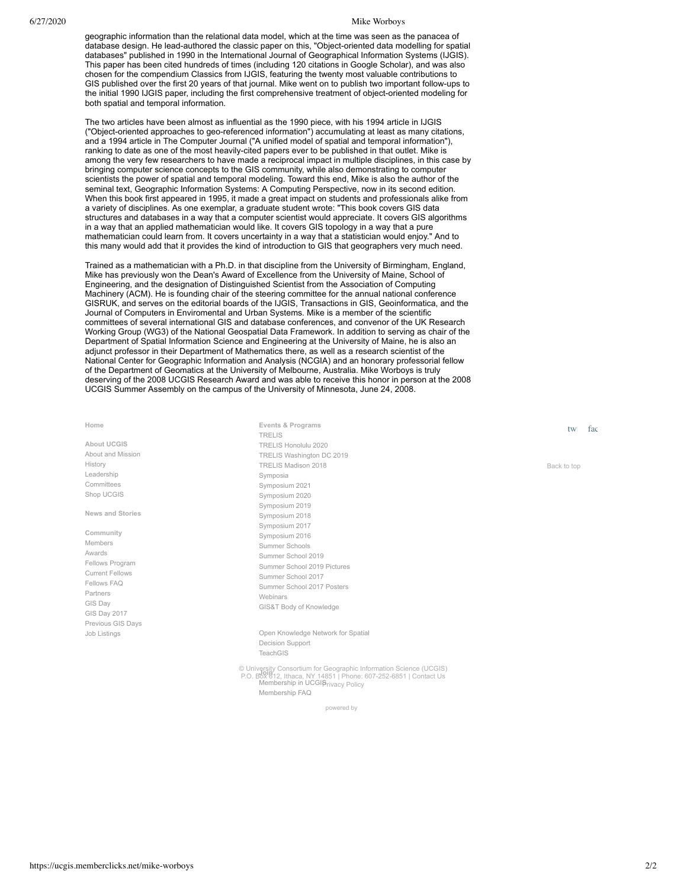geographic information than the relational data model, which at the time was seen as the panacea of database design. He lead-authored the classic paper on this, "Object-oriented data modelling for spatial databases" published in 1990 in the International Journal of Geographical Information Systems (IJGIS). This paper has been cited hundreds of times (including 120 citations in Google Scholar), and was also chosen for the compendium Classics from IJGIS, featuring the twenty most valuable contributions to GIS published over the first 20 years of that journal. Mike went on to publish two important follow-ups to the initial 1990 IJGIS paper, including the first comprehensive treatment of object-oriented modeling for both spatial and temporal information.

The two articles have been almost as influential as the 1990 piece, with his 1994 article in IJGIS ("Object-oriented approaches to geo-referenced information") accumulating at least as many citations, and a 1994 article in The Computer Journal ("A unified model of spatial and temporal information"), ranking to date as one of the most heavily-cited papers ever to be published in that outlet. Mike is among the very few researchers to have made a reciprocal impact in multiple disciplines, in this case by bringing computer science concepts to the GIS community, while also demonstrating to computer scientists the power of spatial and temporal modeling. Toward this end, Mike is also the author of the seminal text, Geographic Information Systems: A Computing Perspective, now in its second edition. When this book first appeared in 1995, it made a great impact on students and professionals alike from a variety of disciplines. As one exemplar, a graduate student wrote: "This book covers GIS data structures and databases in a way that a computer scientist would appreciate. It covers GIS algorithms in a way that an applied mathematician would like. It covers GIS topology in a way that a pure mathematician could learn from. It covers uncertainty in a way that a statistician would enjoy." And to this many would add that it provides the kind of introduction to GIS that geographers very much need.

Trained as a mathematician with a Ph.D. in that discipline from the University of Birmingham, England, Mike has previously won the Dean's Award of Excellence from the University of Maine, School of Engineering, and the designation of Distinguished Scientist from the Association of Computing Machinery (ACM). He is founding chair of the steering committee for the annual national conference GISRUK, and serves on the editorial boards of the IJGIS, Transactions in GIS, Geoinformatica, and the Journal of Computers in Enviromental and Urban Systems. Mike is a member of the scientific committees of several international GIS and database conferences, and convenor of the UK Research Working Group (WG3) of the National Geospatial Data Framework. In addition to serving as chair of the Department of Spatial Information Science and Engineering at the University of Maine, he is also an adjunct professor in their Department of Mathematics there, as well as a research scientist of the National Center for Geographic Information and Analysis (NCGIA) and an honorary professorial fellow of the Department of Geomatics at the University of Melbourne, Australia. Mike Worboys is truly deserving of the 2008 UCGIS Research Award and was able to receive this honor in person at the 2008 UCGIS Summer Assembly on the campus of the University of Minnesota, June 24, 2008.

Home

About UCGIS
About and Mission
History
Leadership
Committees
Shop UCGIS

News and Stories

Community
Members
Awards
Fellows Program
Current Fellows
Fellows FAQ
Partners
GIS Day
GIS Day 2017
Previous GIS Days
Job Listings

Events & Programs
TRELIS
TRELIS Honolulu 2020
TRELIS Washington DC 2019
TRELIS Madison 2018
Symposia
Symposium 2021
Symposium 2020
Symposium 2019
Symposium 2018
Symposium 2017
Symposium 2016
Summer Schools
Summer School 2019
Summer School 2019 Pictures
Summer School 2017
Summer School 2017 Posters
Webinars
GIS&T Body of Knowledge

Open Knowledge Network for Spatial Decision Support
TeachGIS

Join
Membership in UCGIS
Membership FAQ

tw fac

Back to top

© University Consortium for Geographic Information Science (UCGIS)
P.O. Box 612, Ithaca, NY 14851 | Phone: 607-252-6851 | Contact Us
Privacy Policy

powered by